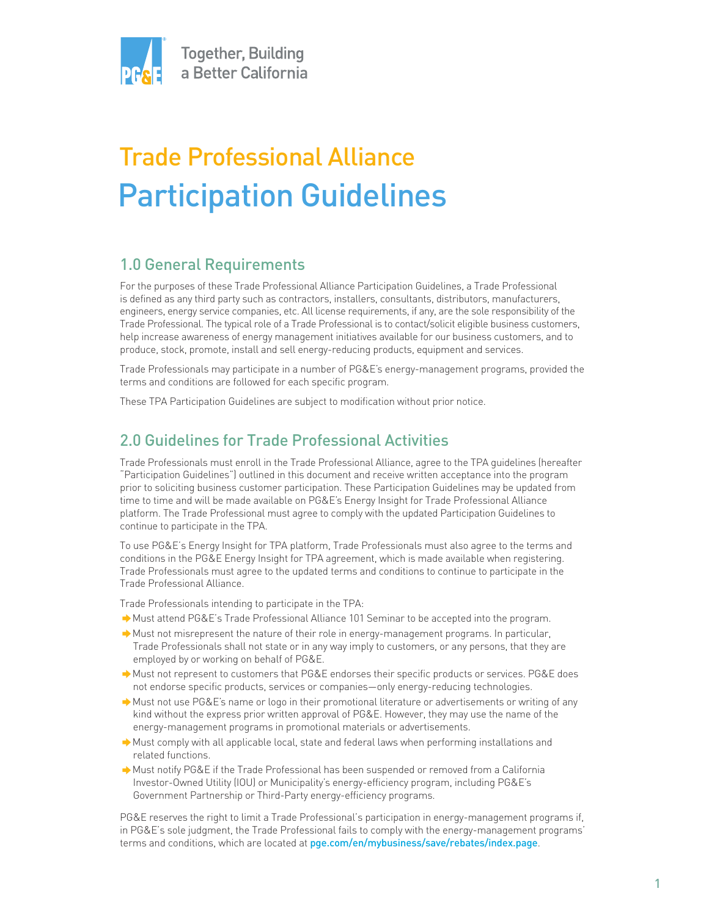Together, Building a Better California

# Trade Professional Alliance Participation Guidelines

## 1.0 General Requirements

For the purposes of these Trade Professional Alliance Participation Guidelines, a Trade Professional is defined as any third party such as contractors, installers, consultants, distributors, manufacturers, engineers, energy service companies, etc. All license requirements, if any, are the sole responsibility of the Trade Professional. The typical role of a Trade Professional is to contact/solicit eligible business customers, help increase awareness of energy management initiatives available for our business customers, and to produce, stock, promote, install and sell energy-reducing products, equipment and services.

Trade Professionals may participate in a number of PG&E's energy-management programs, provided the terms and conditions are followed for each specific program.

These TPA Participation Guidelines are subject to modification without prior notice.

## 2.0 Guidelines for Trade Professional Activities

Trade Professionals must enroll in the Trade Professional Alliance, agree to the TPA guidelines (hereafter "Participation Guidelines") outlined in this document and receive written acceptance into the program prior to soliciting business customer participation. These Participation Guidelines may be updated from time to time and will be made available on PG&E's Energy Insight for Trade Professional Alliance platform. The Trade Professional must agree to comply with the updated Participation Guidelines to continue to participate in the TPA.

To use PG&E's Energy Insight for TPA platform, Trade Professionals must also agree to the terms and conditions in the PG&E Energy Insight for TPA agreement, which is made available when registering. Trade Professionals must agree to the updated terms and conditions to continue to participate in the Trade Professional Alliance.

Trade Professionals intending to participate in the TPA:

- Must attend PG&E's Trade Professional Alliance 101 Seminar to be accepted into the program.
- Must not misrepresent the nature of their role in energy-management programs. In particular, Trade Professionals shall not state or in any way imply to customers, or any persons, that they are employed by or working on behalf of PG&E.
- Must not represent to customers that PG&E endorses their specific products or services. PG&E does not endorse specific products, services or companies—only energy-reducing technologies.
- Must not use PG&E's name or logo in their promotional literature or advertisements or writing of any kind without the express prior written approval of PG&E. However, they may use the name of the energy-management programs in promotional materials or advertisements.
- Must comply with all applicable local, state and federal laws when performing installations and related functions.
- Must notify PG&E if the Trade Professional has been suspended or removed from a California Investor-Owned Utility (IOU) or Municipality's energy-efficiency program, including PG&E's Government Partnership or Third-Party energy-efficiency programs.

PG&E reserves the right to limit a Trade Professional's participation in energy-management programs if, in PG&E's sole judgment, the Trade Professional fails to comply with the energy-management programs' terms and conditions, which are located at pge.com/en/mybusiness/save/rebates/index.page.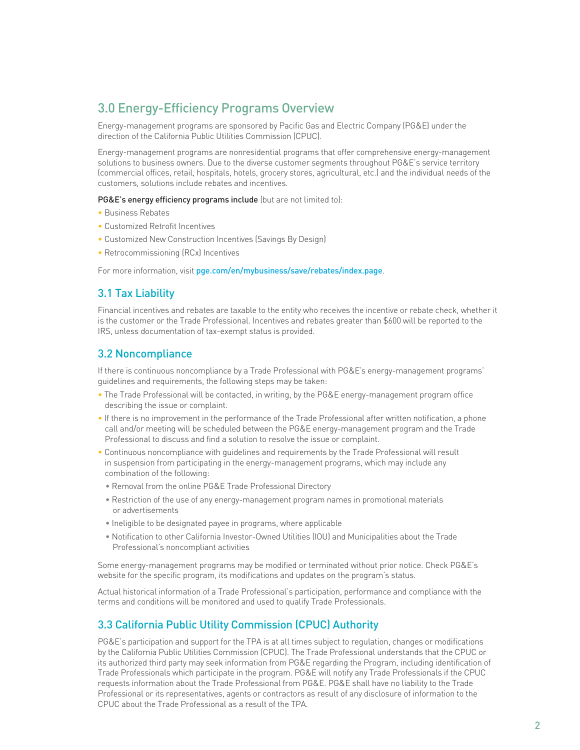## 3.0 Energy-Efficiency Programs Overview

Energy-management programs are sponsored by Pacific Gas and Electric Company (PG&E) under the direction of the California Public Utilities Commission (CPUC).

Energy-management programs are nonresidential programs that offer comprehensive energy-management solutions to business owners. Due to the diverse customer segments throughout PG&E's service territory (commercial offices, retail, hospitals, hotels, grocery stores, agricultural, etc.) and the individual needs of the customers, solutions include rebates and incentives.

**PG&E's energy efficiency programs include** (but are not limited to):

- Business Rebates
- Customized Retrofit Incentives
- Customized New Construction Incentives (Savings By Design)
- Retrocommissioning (RCx) Incentives

For more information, visit **pge.com/en/mybusiness/save/rebates/index.page**.

### 3.1 Tax Liability

Financial incentives and rebates are taxable to the entity who receives the incentive or rebate check, whether it is the customer or the Trade Professional. Incentives and rebates greater than $600 will be reported to the IRS, unless documentation of tax-exempt status is provided.

### 3.2 Noncompliance

If there is continuous noncompliance by a Trade Professional with PG&E's energy-management programs' guidelines and requirements, the following steps may be taken:

- The Trade Professional will be contacted, in writing, by the PG&E energy-management program office describing the issue or complaint.
- If there is no improvement in the performance of the Trade Professional after written notification, a phone call and/or meeting will be scheduled between the PG&E energy-management program and the Trade Professional to discuss and find a solution to resolve the issue or complaint.
- Continuous noncompliance with guidelines and requirements by the Trade Professional will result in suspension from participating in the energy-management programs, which may include any combination of the following:
  - Removal from the online PG&E Trade Professional Directory
  - Restriction of the use of any energy-management program names in promotional materials or advertisements
  - Ineligible to be designated payee in programs, where applicable
  - Notification to other California Investor-Owned Utilities (IOU) and Municipalities about the Trade Professional's noncompliant activities

Some energy-management programs may be modified or terminated without prior notice. Check PG&E's website for the specific program, its modifications and updates on the program's status.

Actual historical information of a Trade Professional's participation, performance and compliance with the terms and conditions will be monitored and used to qualify Trade Professionals.

### 3.3 California Public Utility Commission (CPUC) Authority

PG&E's participation and support for the TPA is at all times subject to regulation, changes or modifications by the California Public Utilities Commission (CPUC). The Trade Professional understands that the CPUC or its authorized third party may seek information from PG&E regarding the Program, including identification of Trade Professionals which participate in the program. PG&E will notify any Trade Professionals if the CPUC requests information about the Trade Professional from PG&E. PG&E shall have no liability to the Trade Professional or its representatives, agents or contractors as result of any disclosure of information to the CPUC about the Trade Professional as a result of the TPA.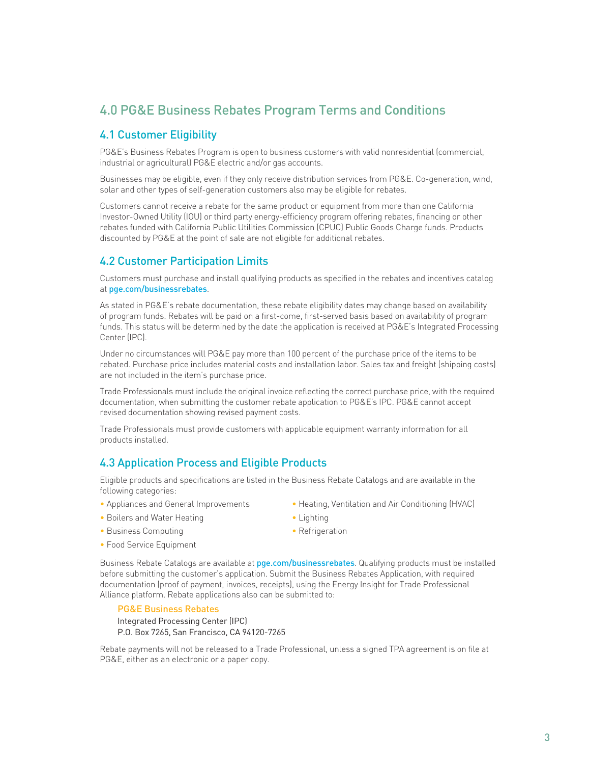## 4.0 PG&E Business Rebates Program Terms and Conditions

### 4.1 Customer Eligibility

PG&E's Business Rebates Program is open to business customers with valid nonresidential (commercial, industrial or agricultural) PG&E electric and/or gas accounts.

Businesses may be eligible, even if they only receive distribution services from PG&E. Co-generation, wind, solar and other types of self-generation customers also may be eligible for rebates.

Customers cannot receive a rebate for the same product or equipment from more than one California Investor-Owned Utility (IOU) or third party energy-efficiency program offering rebates, financing or other rebates funded with California Public Utilities Commission (CPUC) Public Goods Charge funds. Products discounted by PG&E at the point of sale are not eligible for additional rebates.

### 4.2 Customer Participation Limits

Customers must purchase and install qualifying products as specified in the rebates and incentives catalog at pge.com/businessrebates.

As stated in PG&E's rebate documentation, these rebate eligibility dates may change based on availability of program funds. Rebates will be paid on a first-come, first-served basis based on availability of program funds. This status will be determined by the date the application is received at PG&E's Integrated Processing Center (IPC).

Under no circumstances will PG&E pay more than 100 percent of the purchase price of the items to be rebated. Purchase price includes material costs and installation labor. Sales tax and freight (shipping costs) are not included in the item's purchase price.

Trade Professionals must include the original invoice reflecting the correct purchase price, with the required documentation, when submitting the customer rebate application to PG&E's IPC. PG&E cannot accept revised documentation showing revised payment costs.

Trade Professionals must provide customers with applicable equipment warranty information for all products installed.

### 4.3 Application Process and Eligible Products

Eligible products and specifications are listed in the Business Rebate Catalogs and are available in the following categories:

- Appliances and General Improvements
- Boilers and Water Heating
- Business Computing
- Food Service Equipment
- Heating, Ventilation and Air Conditioning (HVAC)
- Lighting
- Refrigeration

Business Rebate Catalogs are available at pge.com/businessrebates. Qualifying products must be installed before submitting the customer's application. Submit the Business Rebates Application, with required documentation (proof of payment, invoices, receipts), using the Energy Insight for Trade Professional Alliance platform. Rebate applications also can be submitted to:

PG&E Business Rebates
Integrated Processing Center (IPC)
P.O. Box 7265, San Francisco, CA 94120-7265

Rebate payments will not be released to a Trade Professional, unless a signed TPA agreement is on file at PG&E, either as an electronic or a paper copy.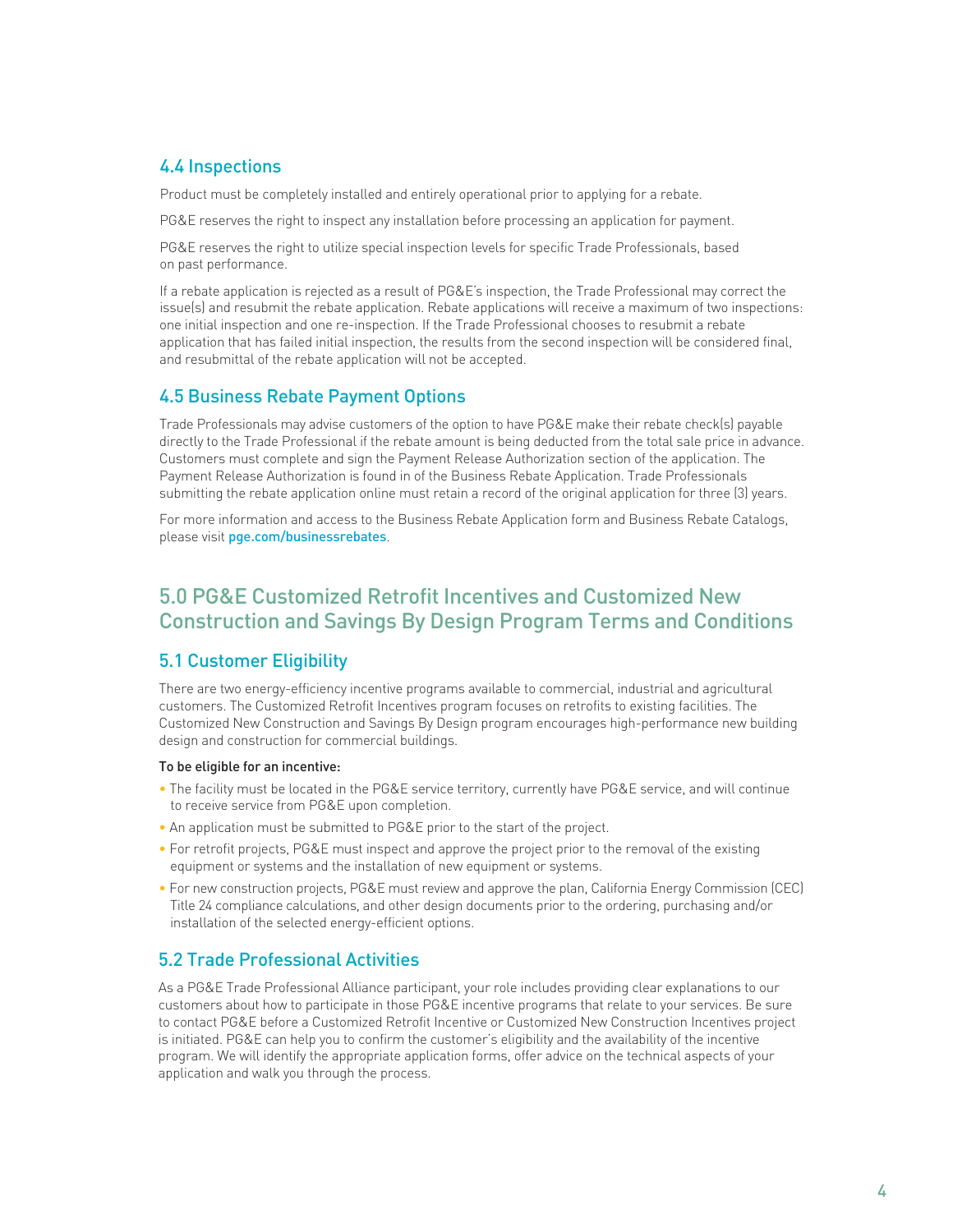### 4.4 Inspections

Product must be completely installed and entirely operational prior to applying for a rebate.

PG&E reserves the right to inspect any installation before processing an application for payment.

PG&E reserves the right to utilize special inspection levels for specific Trade Professionals, based on past performance.

If a rebate application is rejected as a result of PG&E's inspection, the Trade Professional may correct the issue(s) and resubmit the rebate application. Rebate applications will receive a maximum of two inspections: one initial inspection and one re-inspection. If the Trade Professional chooses to resubmit a rebate application that has failed initial inspection, the results from the second inspection will be considered final, and resubmittal of the rebate application will not be accepted.

### 4.5 Business Rebate Payment Options

Trade Professionals may advise customers of the option to have PG&E make their rebate check(s) payable directly to the Trade Professional if the rebate amount is being deducted from the total sale price in advance. Customers must complete and sign the Payment Release Authorization section of the application. The Payment Release Authorization is found in of the Business Rebate Application. Trade Professionals submitting the rebate application online must retain a record of the original application for three (3) years.

For more information and access to the Business Rebate Application form and Business Rebate Catalogs, please visit pge.com/businessrebates.

## 5.0 PG&E Customized Retrofit Incentives and Customized New Construction and Savings By Design Program Terms and Conditions

### 5.1 Customer Eligibility

There are two energy-efficiency incentive programs available to commercial, industrial and agricultural customers. The Customized Retrofit Incentives program focuses on retrofits to existing facilities. The Customized New Construction and Savings By Design program encourages high-performance new building design and construction for commercial buildings.

**To be eligible for an incentive:**

- The facility must be located in the PG&E service territory, currently have PG&E service, and will continue to receive service from PG&E upon completion.
- An application must be submitted to PG&E prior to the start of the project.
- For retrofit projects, PG&E must inspect and approve the project prior to the removal of the existing equipment or systems and the installation of new equipment or systems.
- For new construction projects, PG&E must review and approve the plan, California Energy Commission (CEC) Title 24 compliance calculations, and other design documents prior to the ordering, purchasing and/or installation of the selected energy-efficient options.

### 5.2 Trade Professional Activities

As a PG&E Trade Professional Alliance participant, your role includes providing clear explanations to our customers about how to participate in those PG&E incentive programs that relate to your services. Be sure to contact PG&E before a Customized Retrofit Incentive or Customized New Construction Incentives project is initiated. PG&E can help you to confirm the customer's eligibility and the availability of the incentive program. We will identify the appropriate application forms, offer advice on the technical aspects of your application and walk you through the process.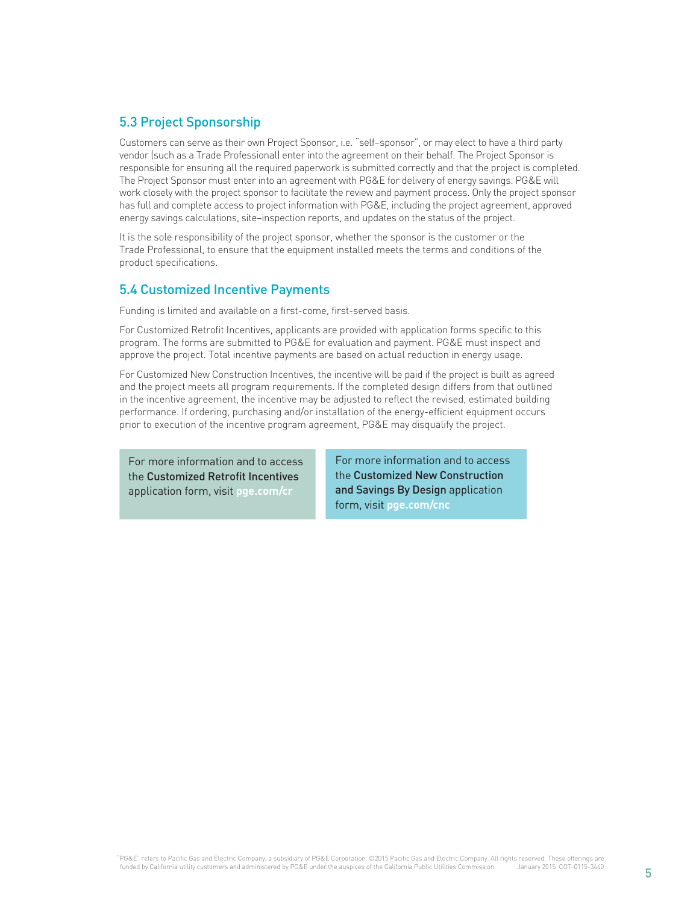## 5.3 Project Sponsorship

Customers can serve as their own Project Sponsor, i.e. "self–sponsor", or may elect to have a third party vendor (such as a Trade Professional) enter into the agreement on their behalf. The Project Sponsor is responsible for ensuring all the required paperwork is submitted correctly and that the project is completed. The Project Sponsor must enter into an agreement with PG&E for delivery of energy savings. PG&E will work closely with the project sponsor to facilitate the review and payment process. Only the project sponsor has full and complete access to project information with PG&E, including the project agreement, approved energy savings calculations, site–inspection reports, and updates on the status of the project.

It is the sole responsibility of the project sponsor, whether the sponsor is the customer or the Trade Professional, to ensure that the equipment installed meets the terms and conditions of the product specifications.

## 5.4 Customized Incentive Payments

Funding is limited and available on a first-come, first-served basis.

For Customized Retrofit Incentives, applicants are provided with application forms specific to this program. The forms are submitted to PG&E for evaluation and payment. PG&E must inspect and approve the project. Total incentive payments are based on actual reduction in energy usage.

For Customized New Construction Incentives, the incentive will be paid if the project is built as agreed and the project meets all program requirements. If the completed design differs from that outlined in the incentive agreement, the incentive may be adjusted to reflect the revised, estimated building performance. If ordering, purchasing and/or installation of the energy-efficient equipment occurs prior to execution of the incentive program agreement, PG&E may disqualify the project.

For more information and to access the **Customized Retrofit Incentives** application form, visit **pge.com/cr**

For more information and to access the **Customized New Construction and Savings By Design** application form, visit **pge.com/cnc**

"PG&E" refers to Pacific Gas and Electric Company, a subsidiary of PG&E Corporation. ©2015 Pacific Gas and Electric Company. All rights reserved. These offerings are funded by California utility customers and administered by PG&E under the auspices of the California Public Utilities Commission. January 2015 COT-0115-3440